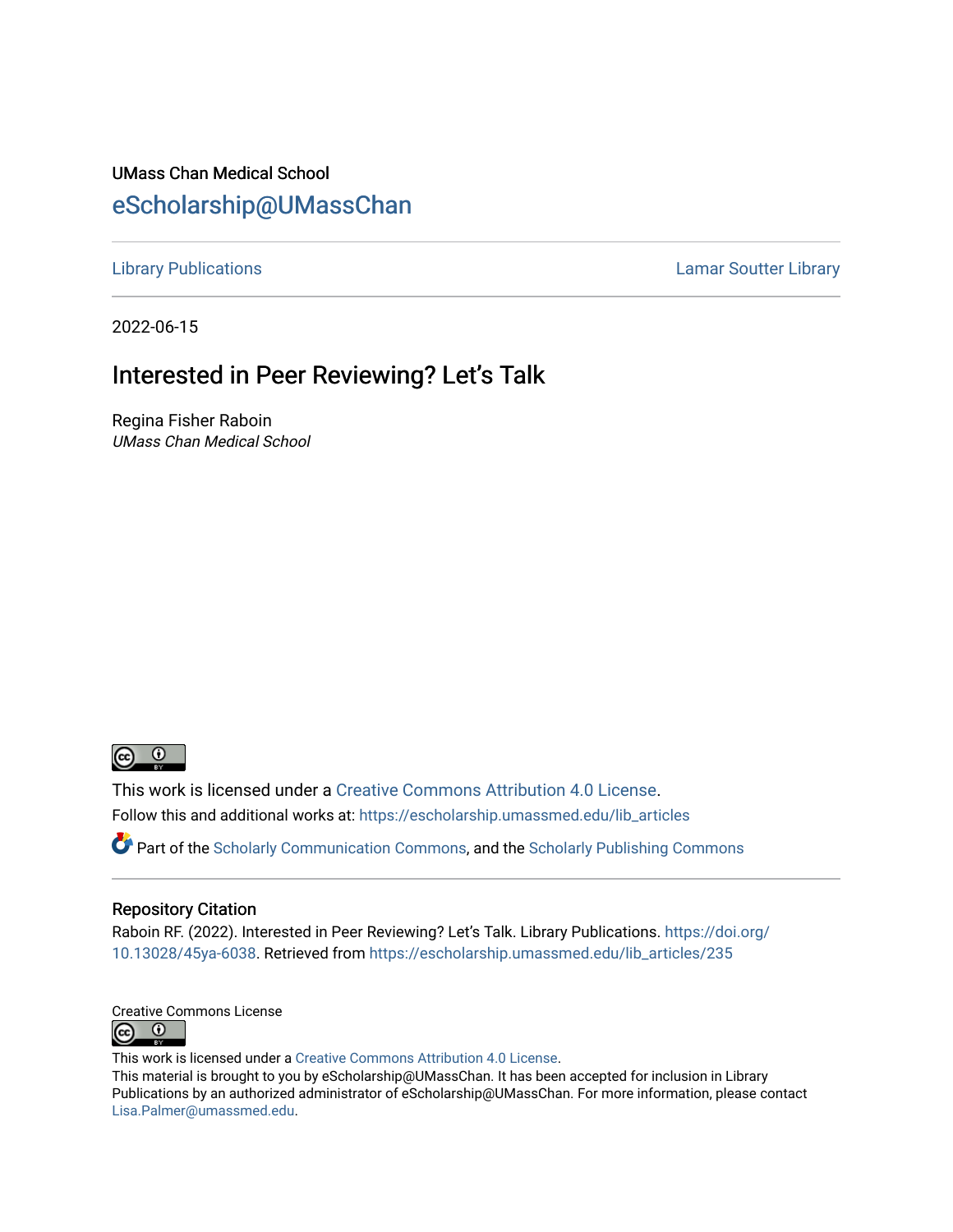UMass Chan Medical School

eScholarship@UMassChan

Library Publications | Lamar Soutter Library

2022-06-15

# Interested in Peer Reviewing? Let's Talk

Regina Fisher Raboin
*UMass Chan Medical School*

This work is licensed under a Creative Commons Attribution 4.0 License.

Follow this and additional works at: https://escholarship.umassmed.edu/lib_articles

Part of the Scholarly Communication Commons, and the Scholarly Publishing Commons

## Repository Citation

Raboin RF. (2022). Interested in Peer Reviewing? Let's Talk. Library Publications. https://doi.org/10.13028/45ya-6038. Retrieved from https://escholarship.umassmed.edu/lib_articles/235

Creative Commons License

This work is licensed under a Creative Commons Attribution 4.0 License.

This material is brought to you by eScholarship@UMassChan. It has been accepted for inclusion in Library Publications by an authorized administrator of eScholarship@UMassChan. For more information, please contact Lisa.Palmer@umassmed.edu.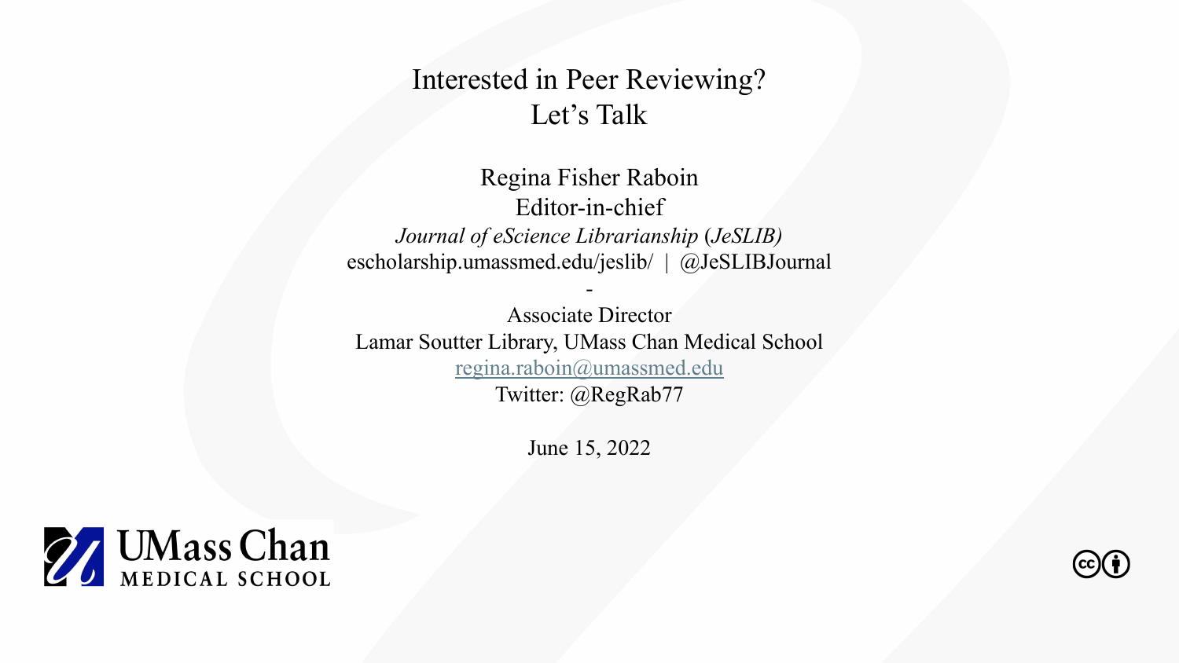# Interested in Peer Reviewing? Let's Talk

Regina Fisher Raboin
Editor-in-chief
*Journal of eScience Librarianship* (*JeSLIB*)
escholarship.umassmed.edu/jeslib/ | @JeSLIBJournal

-

Associate Director
Lamar Soutter Library, UMass Chan Medical School
regina.raboin@umassmed.edu
Twitter: @RegRab77

June 15, 2022

UMass Chan MEDICAL SCHOOL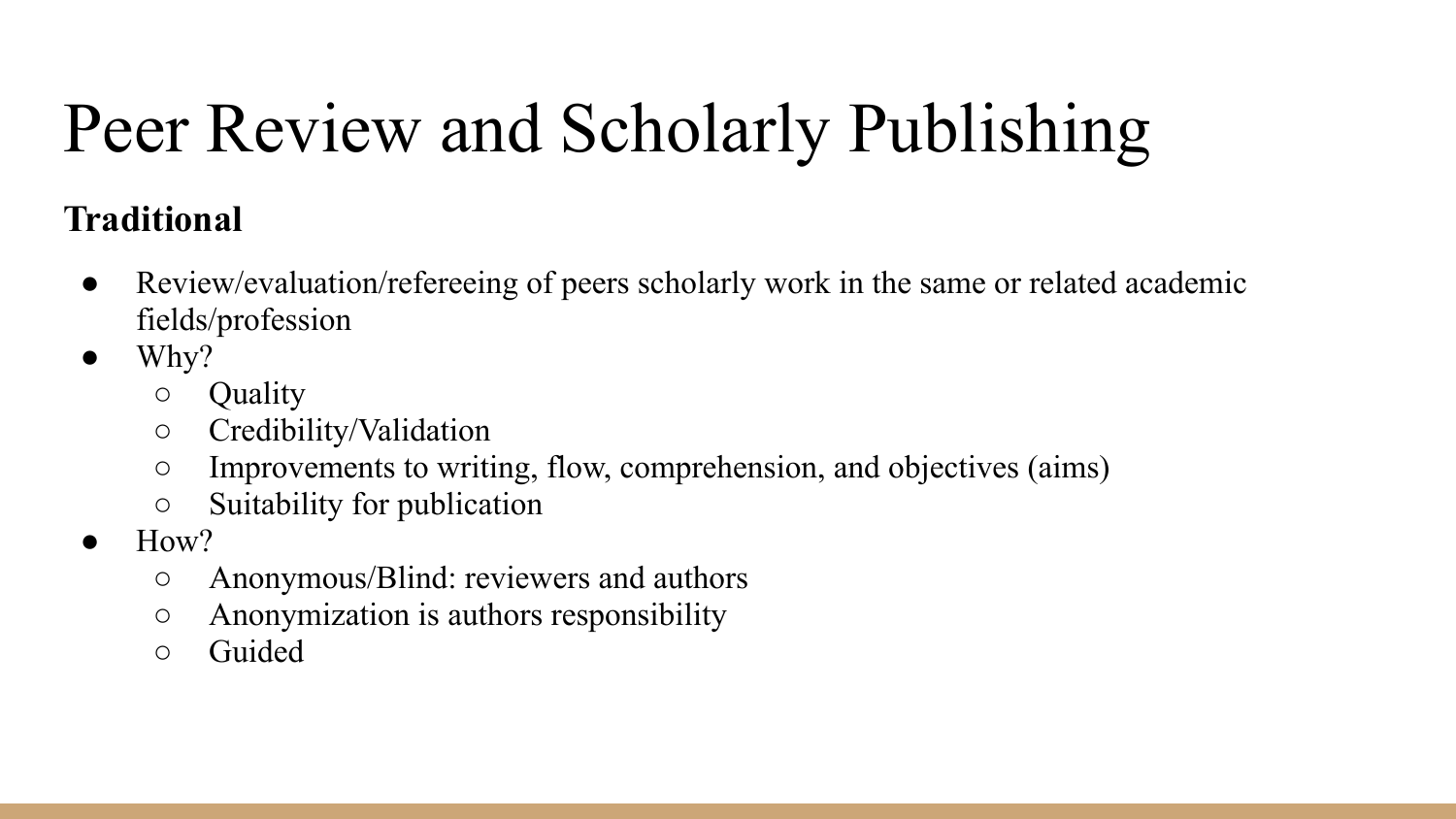# Peer Review and Scholarly Publishing

**Traditional**

- Review/evaluation/refereeing of peers scholarly work in the same or related academic fields/profession
- Why?
  - Quality
  - Credibility/Validation
  - Improvements to writing, flow, comprehension, and objectives (aims)
  - Suitability for publication
- How?
  - Anonymous/Blind: reviewers and authors
  - Anonymization is authors responsibility
  - Guided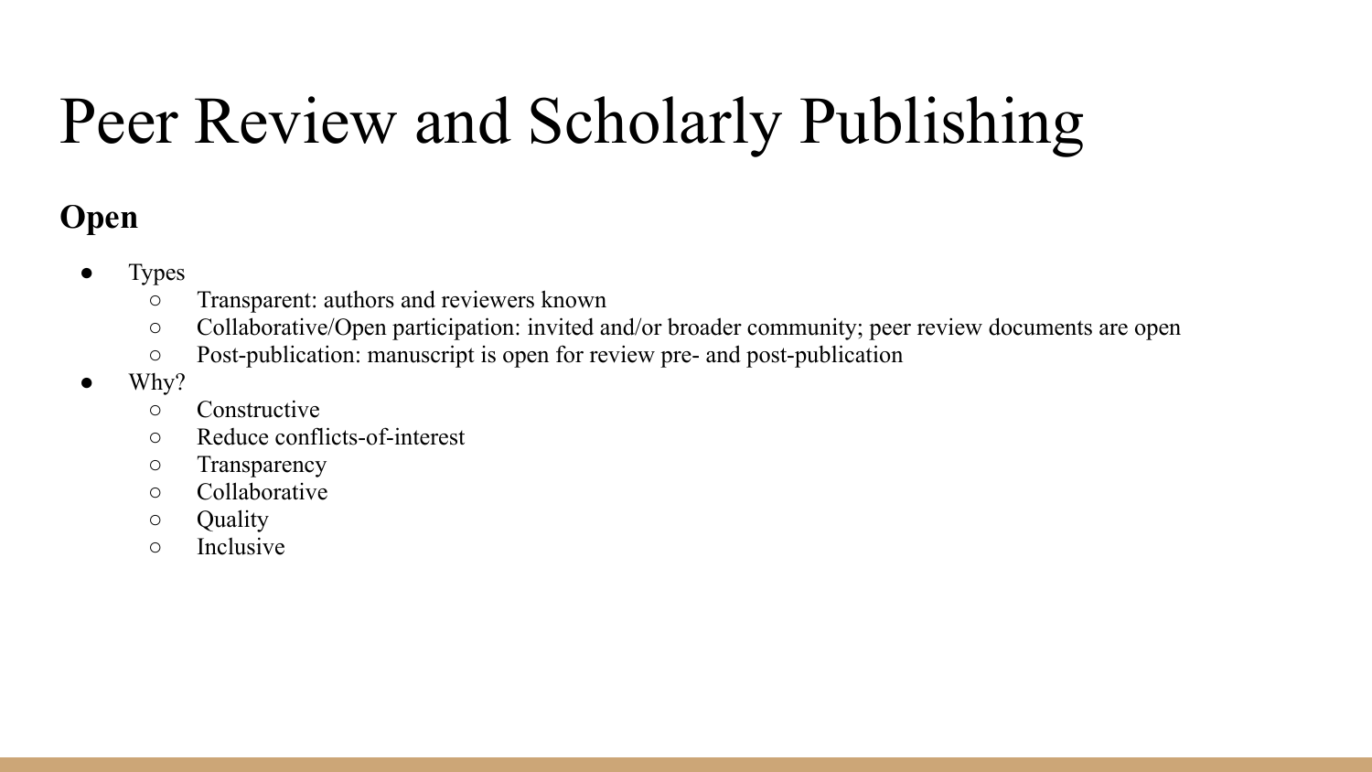# Peer Review and Scholarly Publishing

## Open

- Types
  - Transparent: authors and reviewers known
  - Collaborative/Open participation: invited and/or broader community; peer review documents are open
  - Post-publication: manuscript is open for review pre- and post-publication
- Why?
  - Constructive
  - Reduce conflicts-of-interest
  - Transparency
  - Collaborative
  - Quality
  - Inclusive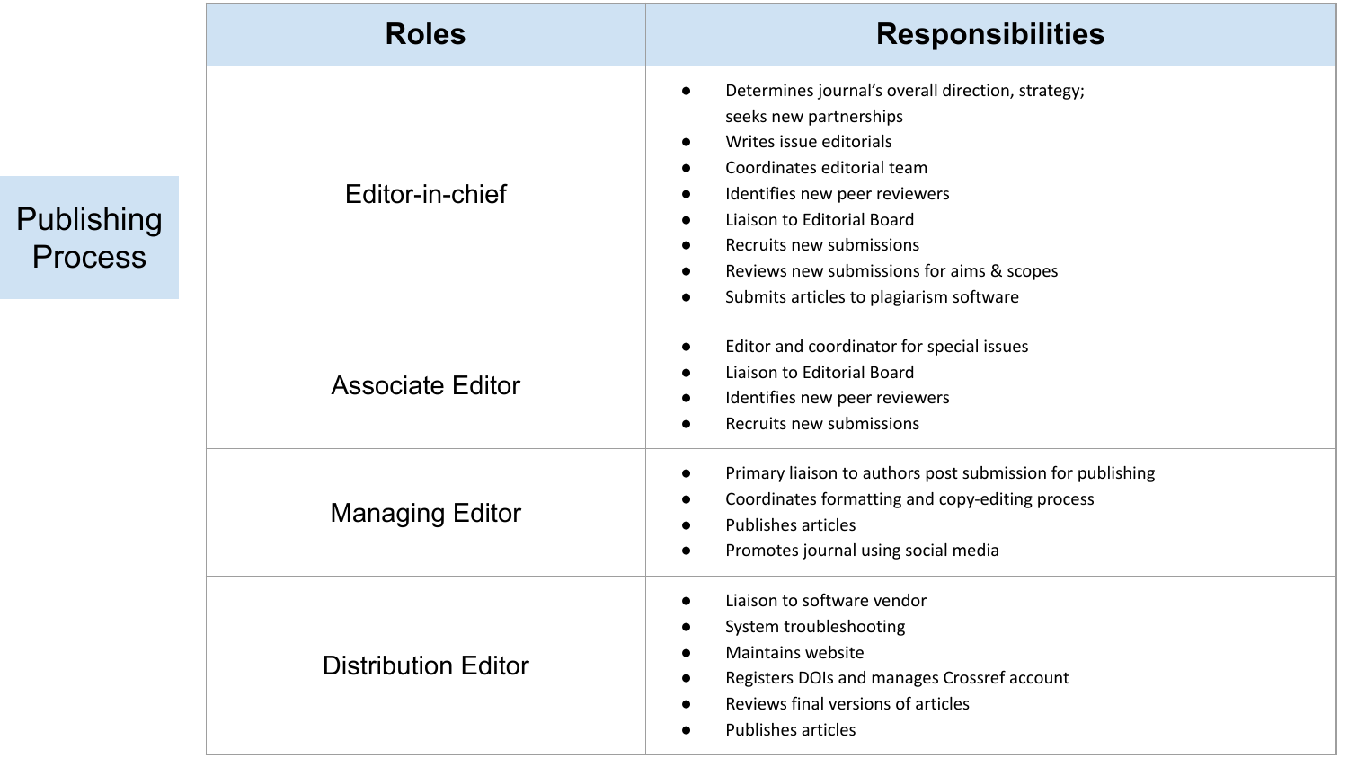## Publishing Process

| Roles | Responsibilities |
|---|---|
| Editor-in-chief | • Determines journal's overall direction, strategy; seeks new partnerships<br>• Writes issue editorials<br>• Coordinates editorial team<br>• Identifies new peer reviewers<br>• Liaison to Editorial Board<br>• Recruits new submissions<br>• Reviews new submissions for aims & scopes<br>• Submits articles to plagiarism software |
| Associate Editor | • Editor and coordinator for special issues<br>• Liaison to Editorial Board<br>• Identifies new peer reviewers<br>• Recruits new submissions |
| Managing Editor | • Primary liaison to authors post submission for publishing<br>• Coordinates formatting and copy-editing process<br>• Publishes articles<br>• Promotes journal using social media |
| Distribution Editor | • Liaison to software vendor<br>• System troubleshooting<br>• Maintains website<br>• Registers DOIs and manages Crossref account<br>• Reviews final versions of articles<br>• Publishes articles |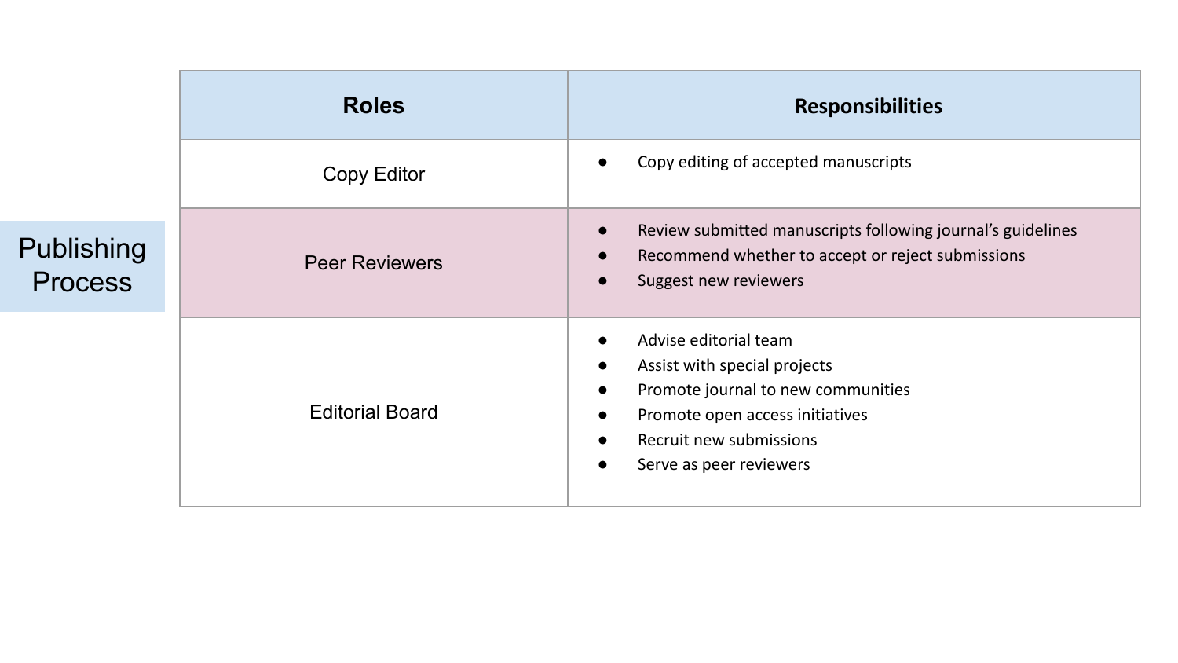## Publishing Process

| Roles | Responsibilities |
| --- | --- |
| Copy Editor | • Copy editing of accepted manuscripts |
| Peer Reviewers | • Review submitted manuscripts following journal's guidelines<br>• Recommend whether to accept or reject submissions<br>• Suggest new reviewers |
| Editorial Board | • Advise editorial team<br>• Assist with special projects<br>• Promote journal to new communities<br>• Promote open access initiatives<br>• Recruit new submissions<br>• Serve as peer reviewers |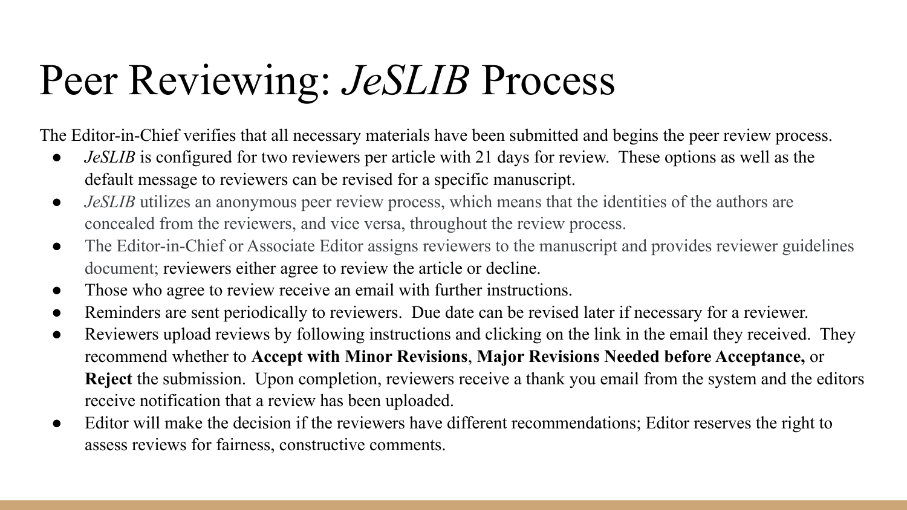# Peer Reviewing: *JeSLIB* Process

The Editor-in-Chief verifies that all necessary materials have been submitted and begins the peer review process.

- *JeSLIB* is configured for two reviewers per article with 21 days for review. These options as well as the default message to reviewers can be revised for a specific manuscript.
- *JeSLIB* utilizes an anonymous peer review process, which means that the identities of the authors are concealed from the reviewers, and vice versa, throughout the review process.
- The Editor-in-Chief or Associate Editor assigns reviewers to the manuscript and provides reviewer guidelines document; reviewers either agree to review the article or decline.
- Those who agree to review receive an email with further instructions.
- Reminders are sent periodically to reviewers. Due date can be revised later if necessary for a reviewer.
- Reviewers upload reviews by following instructions and clicking on the link in the email they received. They recommend whether to **Accept with Minor Revisions**, **Major Revisions Needed before Acceptance,** or **Reject** the submission. Upon completion, reviewers receive a thank you email from the system and the editors receive notification that a review has been uploaded.
- Editor will make the decision if the reviewers have different recommendations; Editor reserves the right to assess reviews for fairness, constructive comments.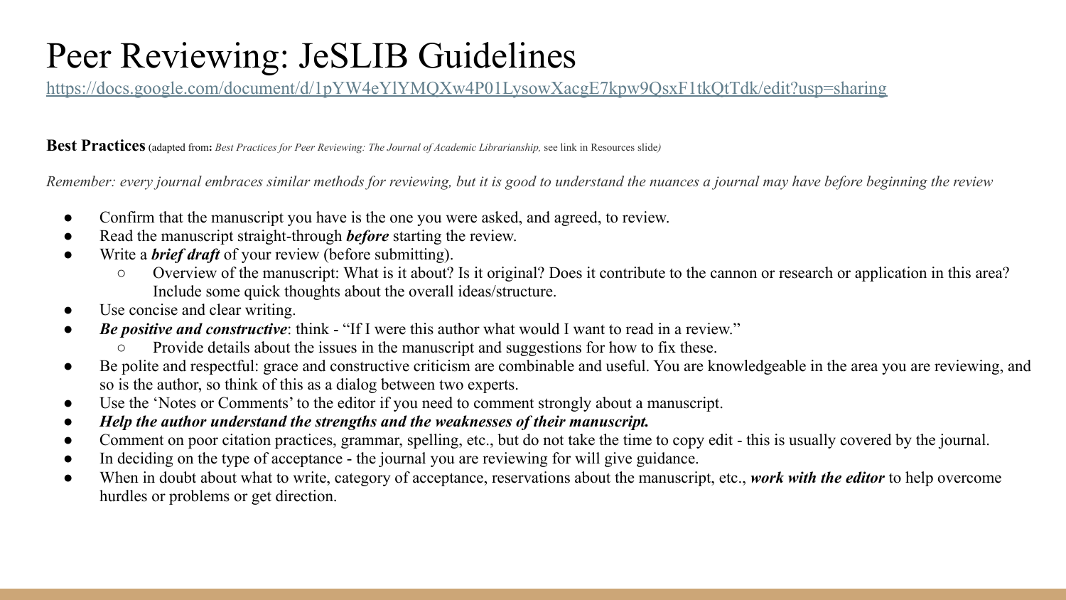# Peer Reviewing: JeSLIB Guidelines

https://docs.google.com/document/d/1pYW4eYlYMQXw4P01LysowXacgE7kpw9QsxF1tkQtTdk/edit?usp=sharing

**Best Practices** (adapted from**:** *Best Practices for Peer Reviewing: The Journal of Academic Librarianship,* see link in Resources slide*)*

*Remember: every journal embraces similar methods for reviewing, but it is good to understand the nuances a journal may have before beginning the review*

- Confirm that the manuscript you have is the one you were asked, and agreed, to review.
- Read the manuscript straight-through ***before*** starting the review.
- Write a ***brief draft*** of your review (before submitting).
  - Overview of the manuscript: What is it about? Is it original? Does it contribute to the cannon or research or application in this area? Include some quick thoughts about the overall ideas/structure.
- Use concise and clear writing.
- ***Be positive and constructive***: think - "If I were this author what would I want to read in a review."
  - Provide details about the issues in the manuscript and suggestions for how to fix these.
- Be polite and respectful: grace and constructive criticism are combinable and useful. You are knowledgeable in the area you are reviewing, and so is the author, so think of this as a dialog between two experts.
- Use the 'Notes or Comments' to the editor if you need to comment strongly about a manuscript.
- ***Help the author understand the strengths and the weaknesses of their manuscript.***
- Comment on poor citation practices, grammar, spelling, etc., but do not take the time to copy edit - this is usually covered by the journal.
- In deciding on the type of acceptance - the journal you are reviewing for will give guidance.
- When in doubt about what to write, category of acceptance, reservations about the manuscript, etc., ***work with the editor*** to help overcome hurdles or problems or get direction.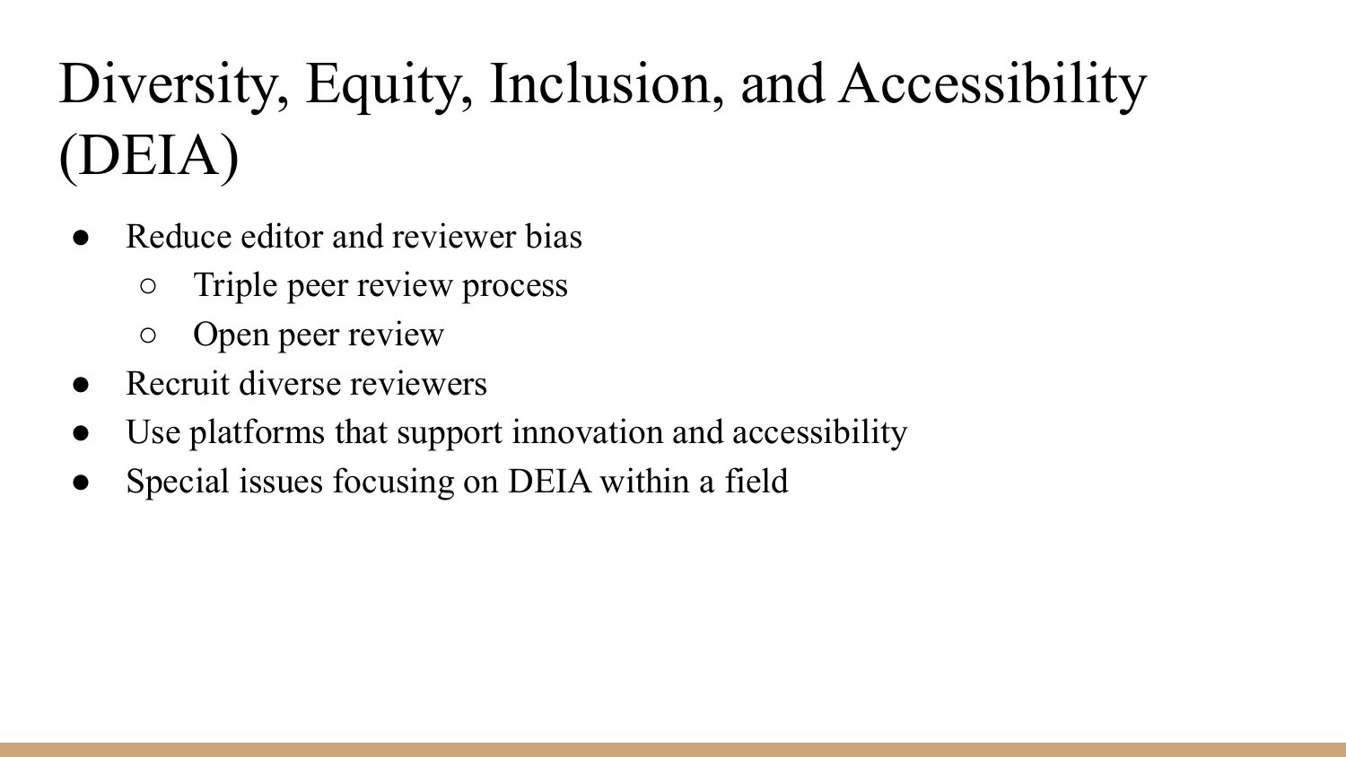# Diversity, Equity, Inclusion, and Accessibility (DEIA)

- Reduce editor and reviewer bias
  - Triple peer review process
  - Open peer review
- Recruit diverse reviewers
- Use platforms that support innovation and accessibility
- Special issues focusing on DEIA within a field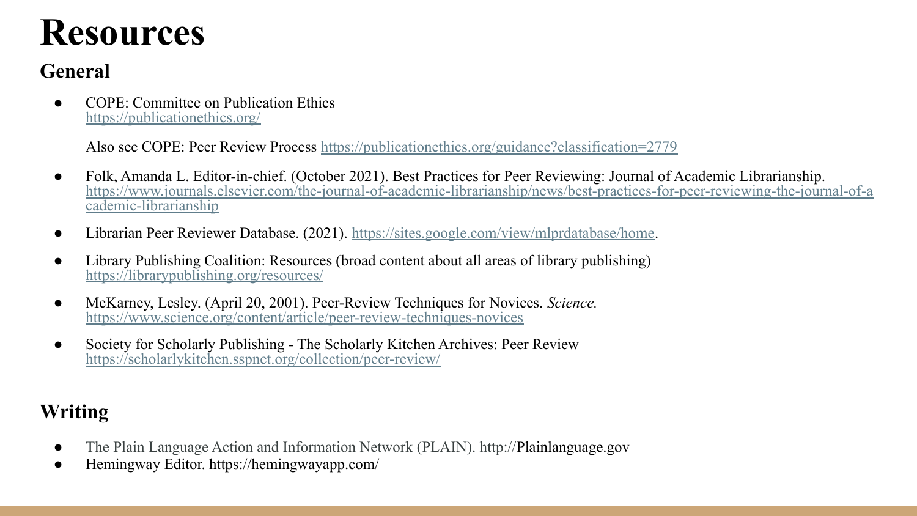# Resources

## General

- COPE: Committee on Publication Ethics
  https://publicationethics.org/

  Also see COPE: Peer Review Process https://publicationethics.org/guidance?classification=2779

- Folk, Amanda L. Editor-in-chief. (October 2021). Best Practices for Peer Reviewing: Journal of Academic Librarianship. https://www.journals.elsevier.com/the-journal-of-academic-librarianship/news/best-practices-for-peer-reviewing-the-journal-of-academic-librarianship

- Librarian Peer Reviewer Database. (2021). https://sites.google.com/view/mlprdatabase/home.

- Library Publishing Coalition: Resources (broad content about all areas of library publishing)
  https://librarypublishing.org/resources/

- McKarney, Lesley. (April 20, 2001). Peer-Review Techniques for Novices. *Science.*
  https://www.science.org/content/article/peer-review-techniques-novices

- Society for Scholarly Publishing - The Scholarly Kitchen Archives: Peer Review
  https://scholarlykitchen.sspnet.org/collection/peer-review/

## Writing

- The Plain Language Action and Information Network (PLAIN). http://Plainlanguage.gov
- Hemingway Editor. https://hemingwayapp.com/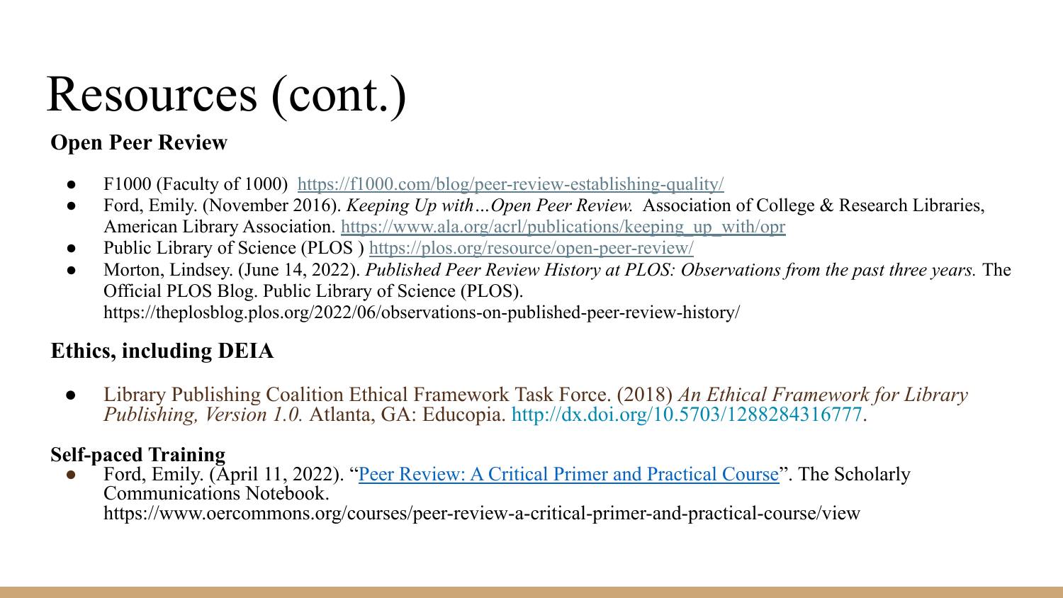# Resources (cont.)

**Open Peer Review**

- F1000 (Faculty of 1000) https://f1000.com/blog/peer-review-establishing-quality/
- Ford, Emily. (November 2016). *Keeping Up with…Open Peer Review.* Association of College & Research Libraries, American Library Association. https://www.ala.org/acrl/publications/keeping_up_with/opr
- Public Library of Science (PLOS ) https://plos.org/resource/open-peer-review/
- Morton, Lindsey. (June 14, 2022). *Published Peer Review History at PLOS: Observations from the past three years.* The Official PLOS Blog. Public Library of Science (PLOS). https://theplosblog.plos.org/2022/06/observations-on-published-peer-review-history/

**Ethics, including DEIA**

- Library Publishing Coalition Ethical Framework Task Force. (2018) *An Ethical Framework for Library Publishing, Version 1.0.* Atlanta, GA: Educopia. http://dx.doi.org/10.5703/1288284316777.

**Self-paced Training**

- Ford, Emily. (April 11, 2022). "Peer Review: A Critical Primer and Practical Course". The Scholarly Communications Notebook. https://www.oercommons.org/courses/peer-review-a-critical-primer-and-practical-course/view